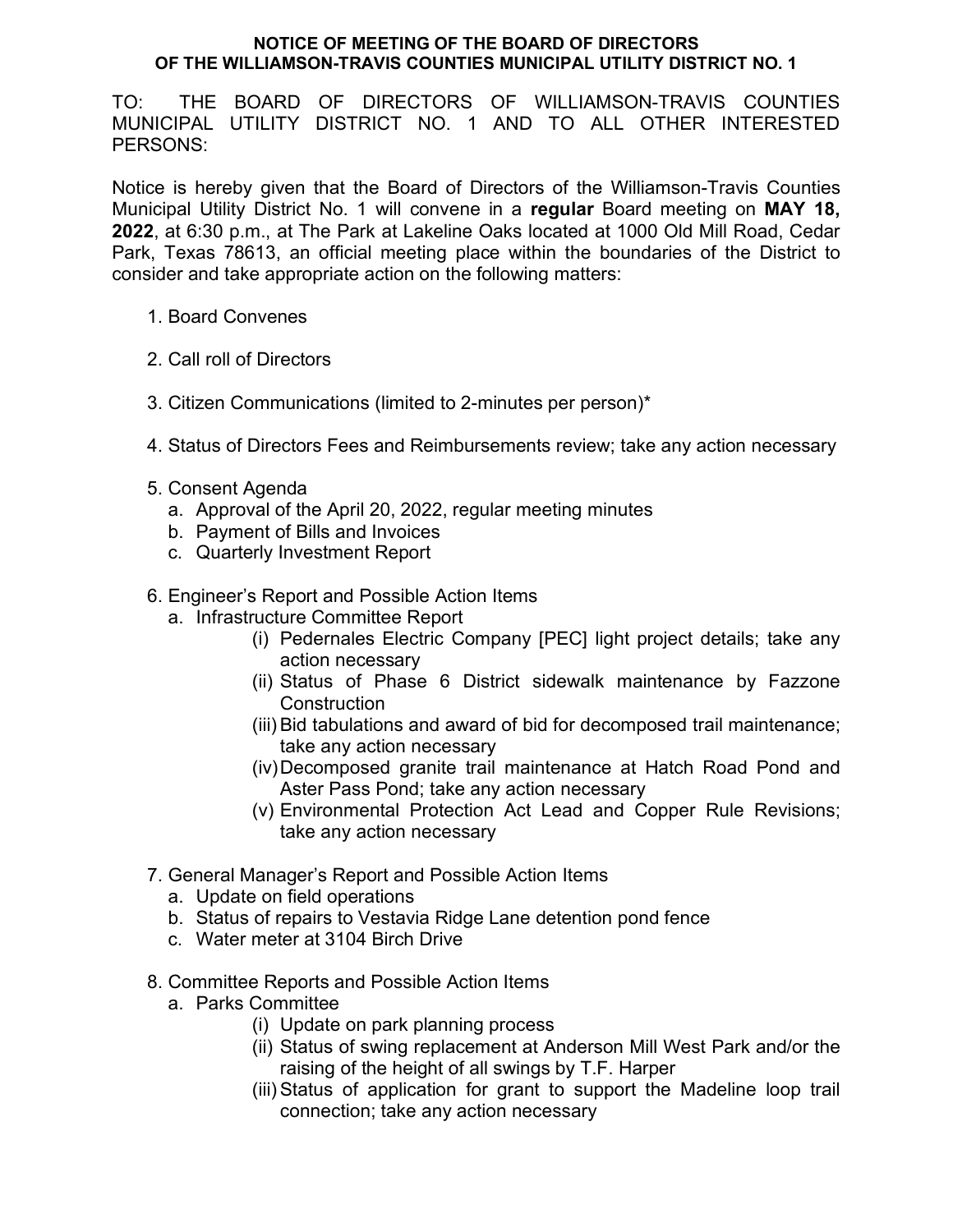**NOTICE OF MEETING OF THE BOARD OF DIRECTORS**
**OF THE WILLIAMSON-TRAVIS COUNTIES MUNICIPAL UTILITY DISTRICT NO. 1**

TO: THE BOARD OF DIRECTORS OF WILLIAMSON-TRAVIS COUNTIES MUNICIPAL UTILITY DISTRICT NO. 1 AND TO ALL OTHER INTERESTED PERSONS:

Notice is hereby given that the Board of Directors of the Williamson-Travis Counties Municipal Utility District No. 1 will convene in a **regular** Board meeting on **MAY 18, 2022**, at 6:30 p.m., at The Park at Lakeline Oaks located at 1000 Old Mill Road, Cedar Park, Texas 78613, an official meeting place within the boundaries of the District to consider and take appropriate action on the following matters:

1. Board Convenes

2. Call roll of Directors

3. Citizen Communications (limited to 2-minutes per person)*

4. Status of Directors Fees and Reimbursements review; take any action necessary

5. Consent Agenda
   a. Approval of the April 20, 2022, regular meeting minutes
   b. Payment of Bills and Invoices
   c. Quarterly Investment Report

6. Engineer's Report and Possible Action Items
   a. Infrastructure Committee Report
      (i) Pedernales Electric Company [PEC] light project details; take any action necessary
      (ii) Status of Phase 6 District sidewalk maintenance by Fazzone Construction
      (iii) Bid tabulations and award of bid for decomposed trail maintenance; take any action necessary
      (iv) Decomposed granite trail maintenance at Hatch Road Pond and Aster Pass Pond; take any action necessary
      (v) Environmental Protection Act Lead and Copper Rule Revisions; take any action necessary

7. General Manager's Report and Possible Action Items
   a. Update on field operations
   b. Status of repairs to Vestavia Ridge Lane detention pond fence
   c. Water meter at 3104 Birch Drive

8. Committee Reports and Possible Action Items
   a. Parks Committee
      (i) Update on park planning process
      (ii) Status of swing replacement at Anderson Mill West Park and/or the raising of the height of all swings by T.F. Harper
      (iii) Status of application for grant to support the Madeline loop trail connection; take any action necessary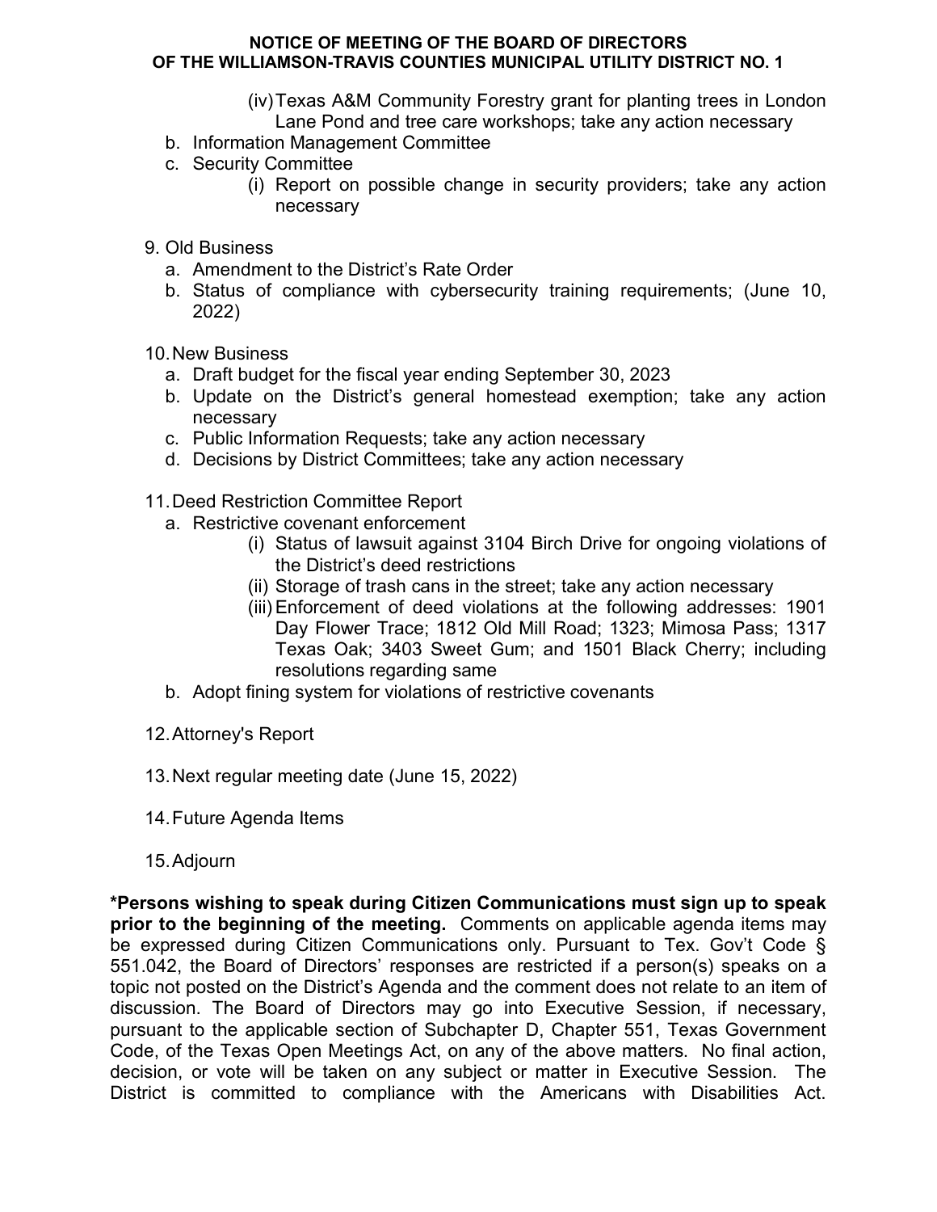**NOTICE OF MEETING OF THE BOARD OF DIRECTORS OF THE WILLIAMSON-TRAVIS COUNTIES MUNICIPAL UTILITY DISTRICT NO. 1**

- (iv) Texas A&M Community Forestry grant for planting trees in London Lane Pond and tree care workshops; take any action necessary

b. Information Management Committee

c. Security Committee
   - (i) Report on possible change in security providers; take any action necessary

9. Old Business
   - a. Amendment to the District's Rate Order
   - b. Status of compliance with cybersecurity training requirements; (June 10, 2022)

10. New Business
    - a. Draft budget for the fiscal year ending September 30, 2023
    - b. Update on the District's general homestead exemption; take any action necessary
    - c. Public Information Requests; take any action necessary
    - d. Decisions by District Committees; take any action necessary

11. Deed Restriction Committee Report
    - a. Restrictive covenant enforcement
      - (i) Status of lawsuit against 3104 Birch Drive for ongoing violations of the District's deed restrictions
      - (ii) Storage of trash cans in the street; take any action necessary
      - (iii) Enforcement of deed violations at the following addresses: 1901 Day Flower Trace; 1812 Old Mill Road; 1323; Mimosa Pass; 1317 Texas Oak; 3403 Sweet Gum; and 1501 Black Cherry; including resolutions regarding same
    - b. Adopt fining system for violations of restrictive covenants

12. Attorney's Report

13. Next regular meeting date (June 15, 2022)

14. Future Agenda Items

15. Adjourn

**\*Persons wishing to speak during Citizen Communications must sign up to speak prior to the beginning of the meeting.** Comments on applicable agenda items may be expressed during Citizen Communications only. Pursuant to Tex. Gov't Code § 551.042, the Board of Directors' responses are restricted if a person(s) speaks on a topic not posted on the District's Agenda and the comment does not relate to an item of discussion. The Board of Directors may go into Executive Session, if necessary, pursuant to the applicable section of Subchapter D, Chapter 551, Texas Government Code, of the Texas Open Meetings Act, on any of the above matters. No final action, decision, or vote will be taken on any subject or matter in Executive Session. The District is committed to compliance with the Americans with Disabilities Act.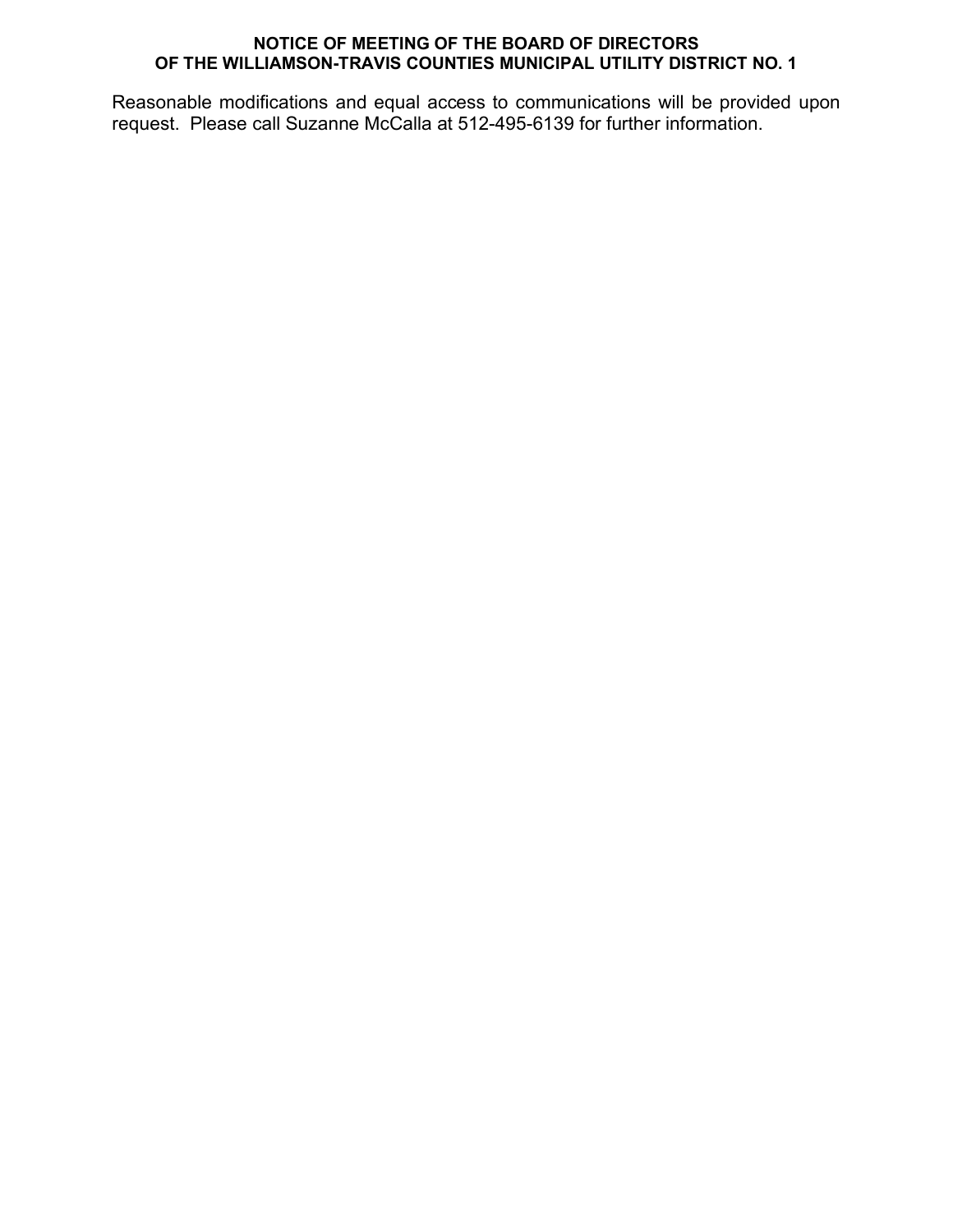Reasonable modifications and equal access to communications will be provided upon request. Please call Suzanne McCalla at 512-495-6139 for further information.